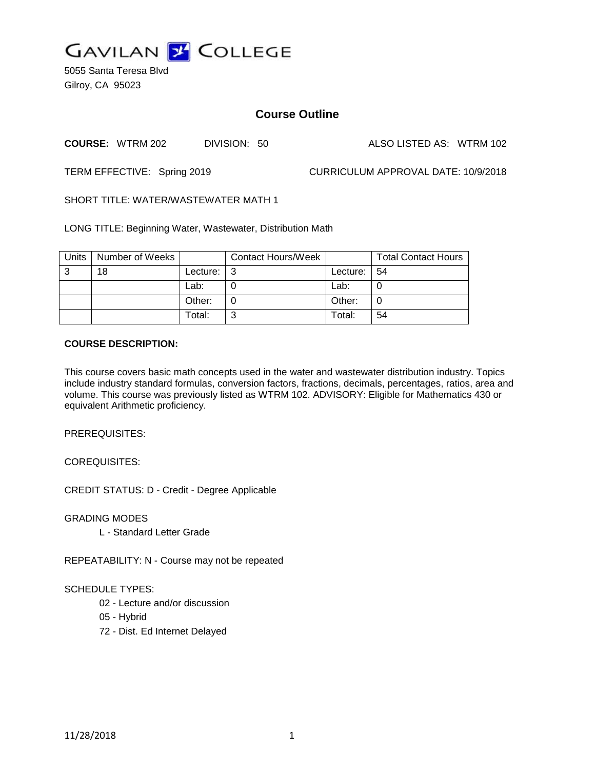# GAVILAN COLLEGE

5055 Santa Teresa Blvd
Gilroy, CA 95023

## Course Outline

**COURSE:** WTRM 202 DIVISION: 50 ALSO LISTED AS: WTRM 102

TERM EFFECTIVE: Spring 2019 CURRICULUM APPROVAL DATE: 10/9/2018

SHORT TITLE: WATER/WASTEWATER MATH 1

LONG TITLE: Beginning Water, Wastewater, Distribution Math

| Units | Number of Weeks | | Contact Hours/Week | | Total Contact Hours |
|---|---|---|---|---|---|
| 3 | 18 | Lecture: | 3 | Lecture: | 54 |
| | | Lab: | 0 | Lab: | 0 |
| | | Other: | 0 | Other: | 0 |
| | | Total: | 3 | Total: | 54 |

**COURSE DESCRIPTION:**

This course covers basic math concepts used in the water and wastewater distribution industry. Topics include industry standard formulas, conversion factors, fractions, decimals, percentages, ratios, area and volume. This course was previously listed as WTRM 102. ADVISORY: Eligible for Mathematics 430 or equivalent Arithmetic proficiency.

PREREQUISITES:

COREQUISITES:

CREDIT STATUS: D - Credit - Degree Applicable

GRADING MODES

L - Standard Letter Grade

REPEATABILITY: N - Course may not be repeated

SCHEDULE TYPES:

02 - Lecture and/or discussion
05 - Hybrid
72 - Dist. Ed Internet Delayed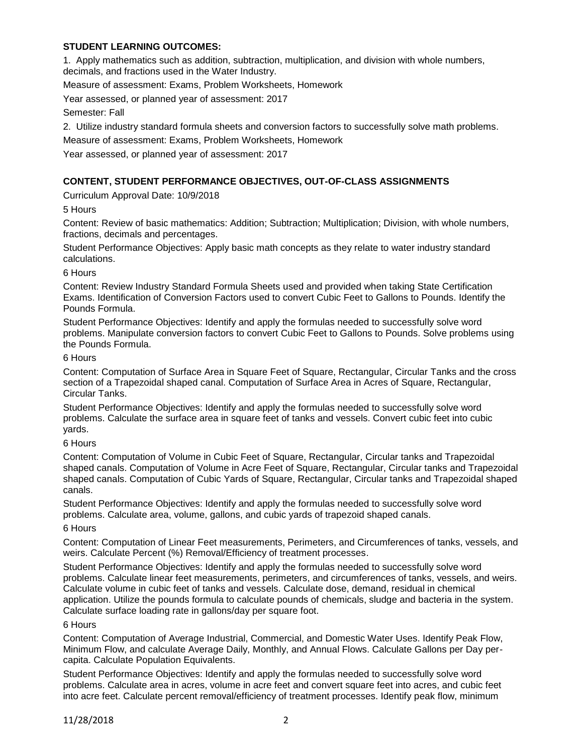**STUDENT LEARNING OUTCOMES:**

1. Apply mathematics such as addition, subtraction, multiplication, and division with whole numbers, decimals, and fractions used in the Water Industry.

Measure of assessment: Exams, Problem Worksheets, Homework

Year assessed, or planned year of assessment: 2017

Semester: Fall

2. Utilize industry standard formula sheets and conversion factors to successfully solve math problems.

Measure of assessment: Exams, Problem Worksheets, Homework

Year assessed, or planned year of assessment: 2017

**CONTENT, STUDENT PERFORMANCE OBJECTIVES, OUT-OF-CLASS ASSIGNMENTS**

Curriculum Approval Date: 10/9/2018

5 Hours

Content: Review of basic mathematics: Addition; Subtraction; Multiplication; Division, with whole numbers, fractions, decimals and percentages.

Student Performance Objectives: Apply basic math concepts as they relate to water industry standard calculations.

6 Hours

Content: Review Industry Standard Formula Sheets used and provided when taking State Certification Exams. Identification of Conversion Factors used to convert Cubic Feet to Gallons to Pounds. Identify the Pounds Formula.

Student Performance Objectives: Identify and apply the formulas needed to successfully solve word problems. Manipulate conversion factors to convert Cubic Feet to Gallons to Pounds. Solve problems using the Pounds Formula.

6 Hours

Content: Computation of Surface Area in Square Feet of Square, Rectangular, Circular Tanks and the cross section of a Trapezoidal shaped canal. Computation of Surface Area in Acres of Square, Rectangular, Circular Tanks.

Student Performance Objectives: Identify and apply the formulas needed to successfully solve word problems. Calculate the surface area in square feet of tanks and vessels. Convert cubic feet into cubic yards.

6 Hours

Content: Computation of Volume in Cubic Feet of Square, Rectangular, Circular tanks and Trapezoidal shaped canals. Computation of Volume in Acre Feet of Square, Rectangular, Circular tanks and Trapezoidal shaped canals. Computation of Cubic Yards of Square, Rectangular, Circular tanks and Trapezoidal shaped canals.

Student Performance Objectives: Identify and apply the formulas needed to successfully solve word problems. Calculate area, volume, gallons, and cubic yards of trapezoid shaped canals.

6 Hours

Content: Computation of Linear Feet measurements, Perimeters, and Circumferences of tanks, vessels, and weirs. Calculate Percent (%) Removal/Efficiency of treatment processes.

Student Performance Objectives: Identify and apply the formulas needed to successfully solve word problems. Calculate linear feet measurements, perimeters, and circumferences of tanks, vessels, and weirs. Calculate volume in cubic feet of tanks and vessels. Calculate dose, demand, residual in chemical application. Utilize the pounds formula to calculate pounds of chemicals, sludge and bacteria in the system. Calculate surface loading rate in gallons/day per square foot.

6 Hours

Content: Computation of Average Industrial, Commercial, and Domestic Water Uses. Identify Peak Flow, Minimum Flow, and calculate Average Daily, Monthly, and Annual Flows. Calculate Gallons per Day per-capita. Calculate Population Equivalents.

Student Performance Objectives: Identify and apply the formulas needed to successfully solve word problems. Calculate area in acres, volume in acre feet and convert square feet into acres, and cubic feet into acre feet. Calculate percent removal/efficiency of treatment processes. Identify peak flow, minimum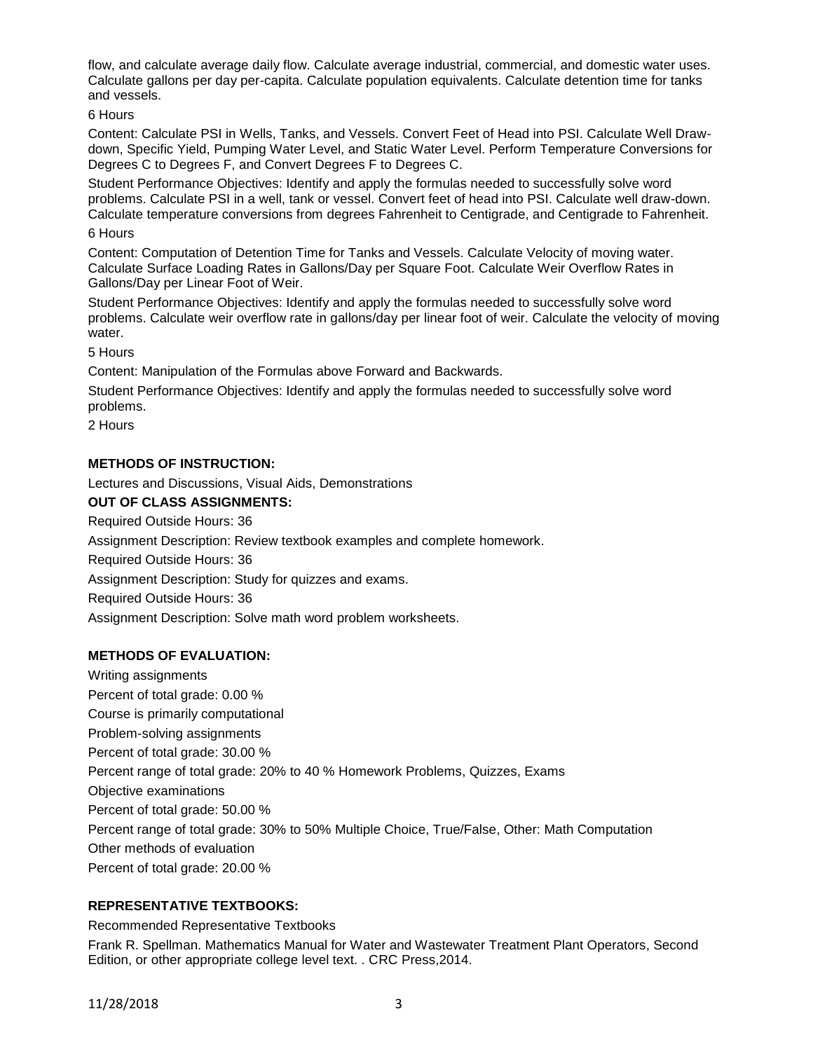flow, and calculate average daily flow. Calculate average industrial, commercial, and domestic water uses. Calculate gallons per day per-capita. Calculate population equivalents. Calculate detention time for tanks and vessels.

6 Hours

Content: Calculate PSI in Wells, Tanks, and Vessels. Convert Feet of Head into PSI. Calculate Well Draw-down, Specific Yield, Pumping Water Level, and Static Water Level. Perform Temperature Conversions for Degrees C to Degrees F, and Convert Degrees F to Degrees C.

Student Performance Objectives: Identify and apply the formulas needed to successfully solve word problems. Calculate PSI in a well, tank or vessel. Convert feet of head into PSI. Calculate well draw-down. Calculate temperature conversions from degrees Fahrenheit to Centigrade, and Centigrade to Fahrenheit.

6 Hours

Content: Computation of Detention Time for Tanks and Vessels. Calculate Velocity of moving water. Calculate Surface Loading Rates in Gallons/Day per Square Foot. Calculate Weir Overflow Rates in Gallons/Day per Linear Foot of Weir.

Student Performance Objectives: Identify and apply the formulas needed to successfully solve word problems. Calculate weir overflow rate in gallons/day per linear foot of weir. Calculate the velocity of moving water.

5 Hours

Content: Manipulation of the Formulas above Forward and Backwards.

Student Performance Objectives: Identify and apply the formulas needed to successfully solve word problems.

2 Hours

**METHODS OF INSTRUCTION:**

Lectures and Discussions, Visual Aids, Demonstrations

**OUT OF CLASS ASSIGNMENTS:**

Required Outside Hours: 36

Assignment Description: Review textbook examples and complete homework.

Required Outside Hours: 36

Assignment Description: Study for quizzes and exams.

Required Outside Hours: 36

Assignment Description: Solve math word problem worksheets.

**METHODS OF EVALUATION:**

Writing assignments

Percent of total grade: 0.00 %

Course is primarily computational

Problem-solving assignments

Percent of total grade: 30.00 %

Percent range of total grade: 20% to 40 % Homework Problems, Quizzes, Exams

Objective examinations

Percent of total grade: 50.00 %

Percent range of total grade: 30% to 50% Multiple Choice, True/False, Other: Math Computation

Other methods of evaluation

Percent of total grade: 20.00 %

**REPRESENTATIVE TEXTBOOKS:**

Recommended Representative Textbooks

Frank R. Spellman. Mathematics Manual for Water and Wastewater Treatment Plant Operators, Second Edition, or other appropriate college level text. . CRC Press,2014.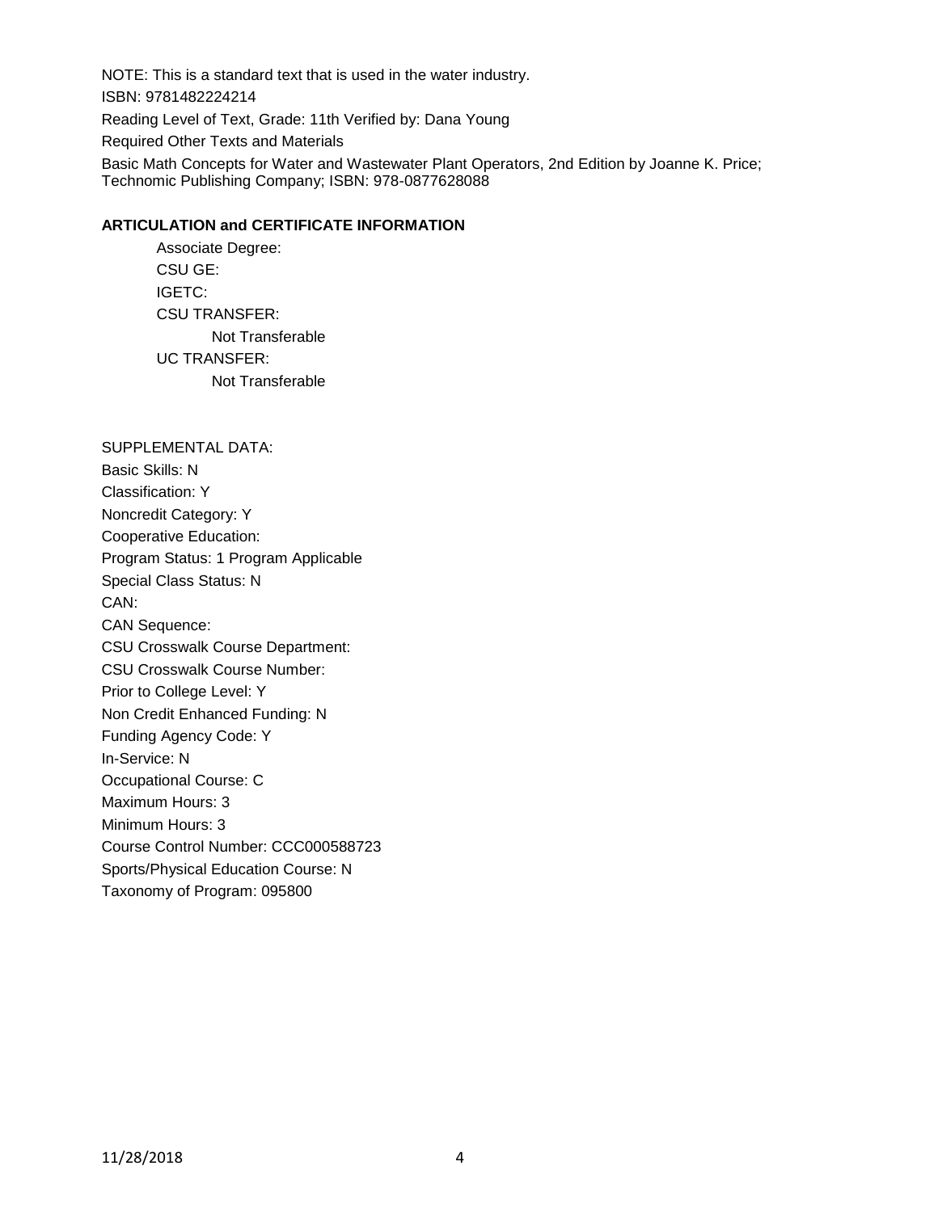NOTE: This is a standard text that is used in the water industry.

ISBN: 9781482224214

Reading Level of Text, Grade: 11th Verified by: Dana Young

Required Other Texts and Materials

Basic Math Concepts for Water and Wastewater Plant Operators, 2nd Edition by Joanne K. Price; Technomic Publishing Company; ISBN: 978-0877628088

**ARTICULATION and CERTIFICATE INFORMATION**

Associate Degree:

CSU GE:

IGETC:

CSU TRANSFER:

Not Transferable

UC TRANSFER:

Not Transferable

SUPPLEMENTAL DATA:

Basic Skills: N

Classification: Y

Noncredit Category: Y

Cooperative Education:

Program Status: 1 Program Applicable

Special Class Status: N

CAN:

CAN Sequence:

CSU Crosswalk Course Department:

CSU Crosswalk Course Number:

Prior to College Level: Y

Non Credit Enhanced Funding: N

Funding Agency Code: Y

In-Service: N

Occupational Course: C

Maximum Hours: 3

Minimum Hours: 3

Course Control Number: CCC000588723

Sports/Physical Education Course: N

Taxonomy of Program: 095800